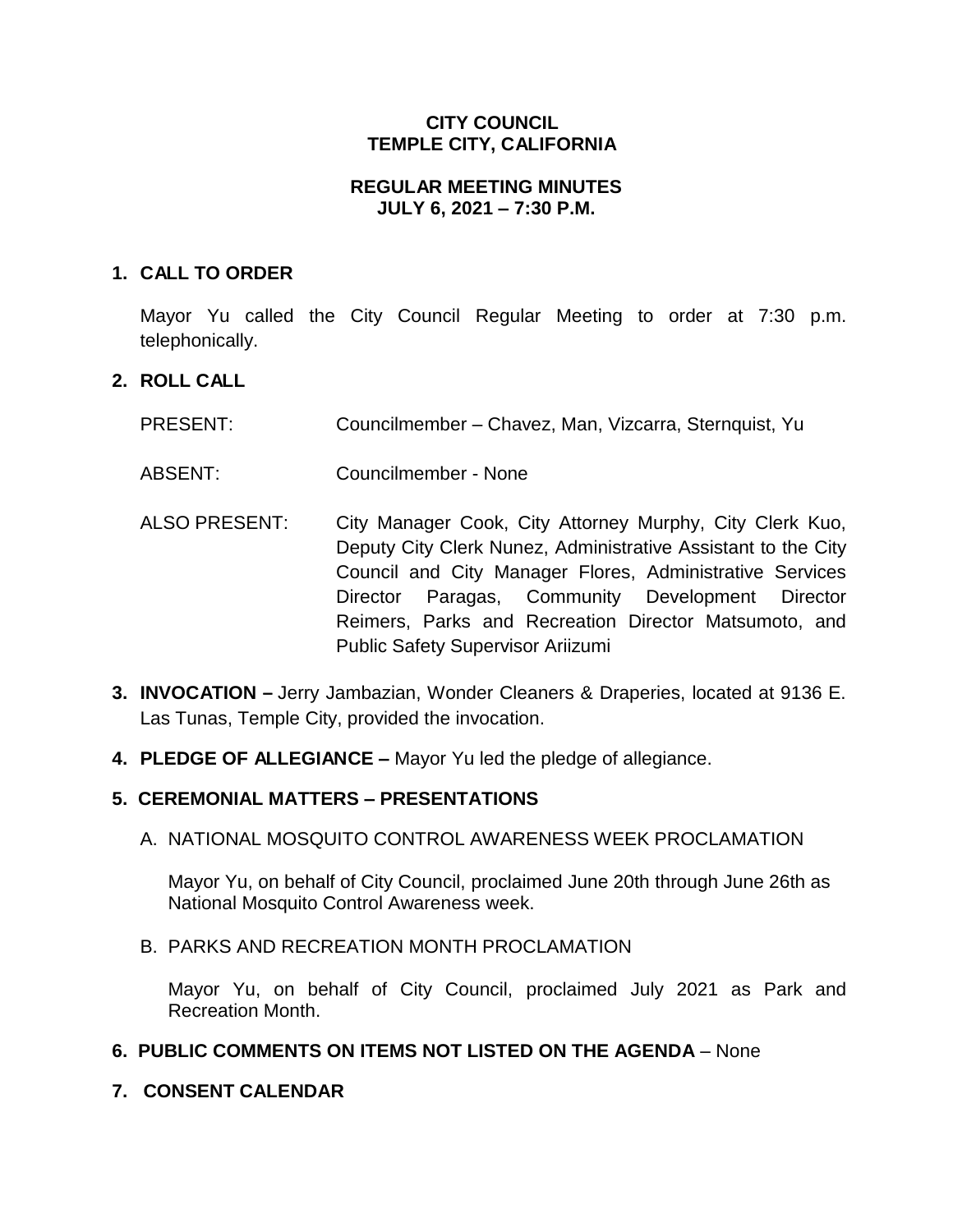# CITY COUNCIL
# TEMPLE CITY, CALIFORNIA

## REGULAR MEETING MINUTES
## JULY 6, 2021 – 7:30 P.M.

**1. CALL TO ORDER**

Mayor Yu called the City Council Regular Meeting to order at 7:30 p.m. telephonically.

**2. ROLL CALL**

| | |
|---|---|
| PRESENT: | Councilmember – Chavez, Man, Vizcarra, Sternquist, Yu |
| ABSENT: | Councilmember - None |
| ALSO PRESENT: | City Manager Cook, City Attorney Murphy, City Clerk Kuo, Deputy City Clerk Nunez, Administrative Assistant to the City Council and City Manager Flores, Administrative Services Director Paragas, Community Development Director Reimers, Parks and Recreation Director Matsumoto, and Public Safety Supervisor Ariizumi |

**3. INVOCATION –** Jerry Jambazian, Wonder Cleaners & Draperies, located at 9136 E. Las Tunas, Temple City, provided the invocation.

**4. PLEDGE OF ALLEGIANCE –** Mayor Yu led the pledge of allegiance.

**5. CEREMONIAL MATTERS – PRESENTATIONS**

A. NATIONAL MOSQUITO CONTROL AWARENESS WEEK PROCLAMATION

Mayor Yu, on behalf of City Council, proclaimed June 20th through June 26th as National Mosquito Control Awareness week.

B. PARKS AND RECREATION MONTH PROCLAMATION

Mayor Yu, on behalf of City Council, proclaimed July 2021 as Park and Recreation Month.

**6. PUBLIC COMMENTS ON ITEMS NOT LISTED ON THE AGENDA** – None

**7. CONSENT CALENDAR**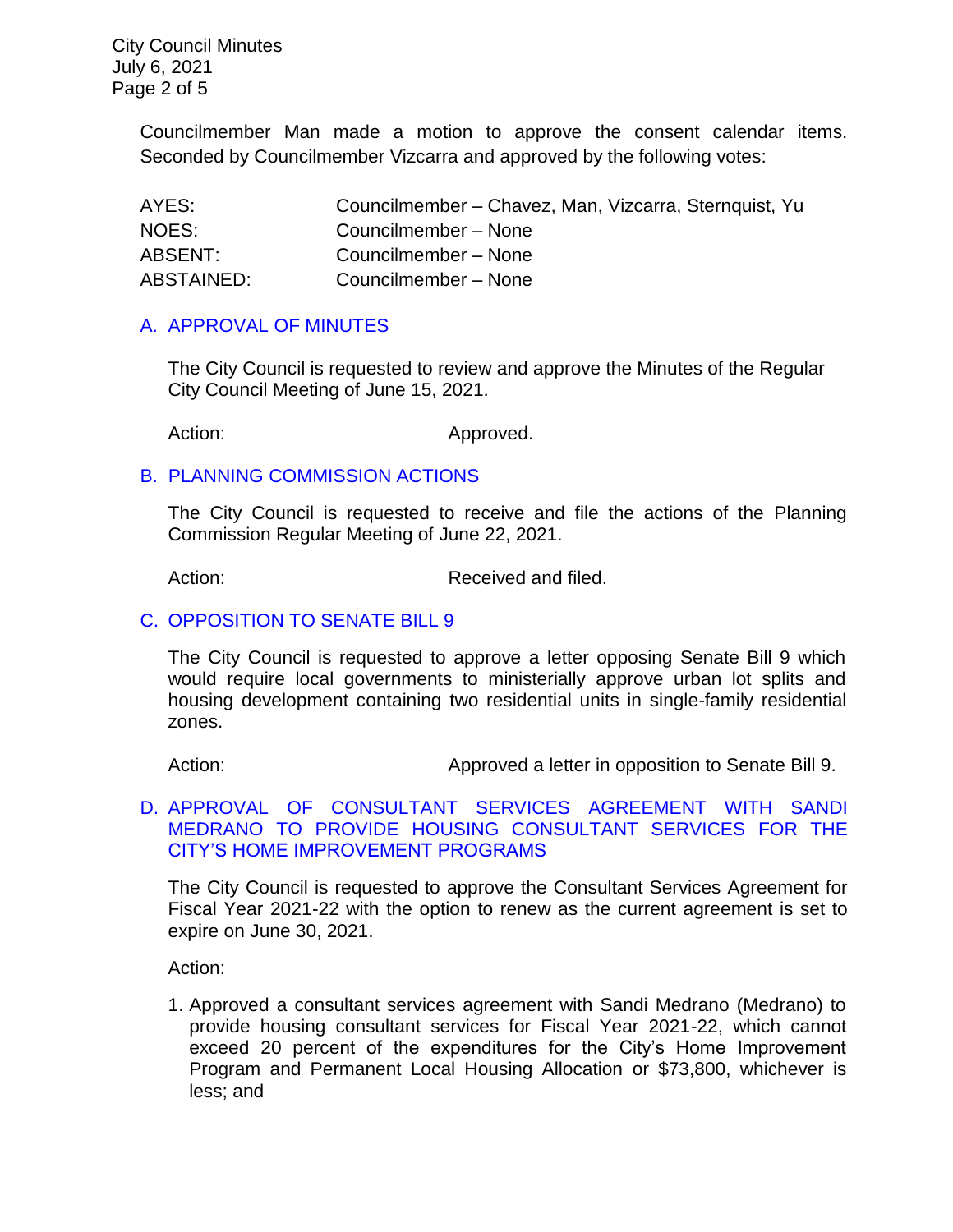Councilmember Man made a motion to approve the consent calendar items. Seconded by Councilmember Vizcarra and approved by the following votes:

| | |
|---|---|
| AYES: | Councilmember – Chavez, Man, Vizcarra, Sternquist, Yu |
| NOES: | Councilmember – None |
| ABSENT: | Councilmember – None |
| ABSTAINED: | Councilmember – None |

## A. APPROVAL OF MINUTES

The City Council is requested to review and approve the Minutes of the Regular City Council Meeting of June 15, 2021.

Action: Approved.

## B. PLANNING COMMISSION ACTIONS

The City Council is requested to receive and file the actions of the Planning Commission Regular Meeting of June 22, 2021.

Action: Received and filed.

## C. OPPOSITION TO SENATE BILL 9

The City Council is requested to approve a letter opposing Senate Bill 9 which would require local governments to ministerially approve urban lot splits and housing development containing two residential units in single-family residential zones.

Action: Approved a letter in opposition to Senate Bill 9.

## D. APPROVAL OF CONSULTANT SERVICES AGREEMENT WITH SANDI MEDRANO TO PROVIDE HOUSING CONSULTANT SERVICES FOR THE CITY'S HOME IMPROVEMENT PROGRAMS

The City Council is requested to approve the Consultant Services Agreement for Fiscal Year 2021-22 with the option to renew as the current agreement is set to expire on June 30, 2021.

Action:

1. Approved a consultant services agreement with Sandi Medrano (Medrano) to provide housing consultant services for Fiscal Year 2021-22, which cannot exceed 20 percent of the expenditures for the City's Home Improvement Program and Permanent Local Housing Allocation or $73,800, whichever is less; and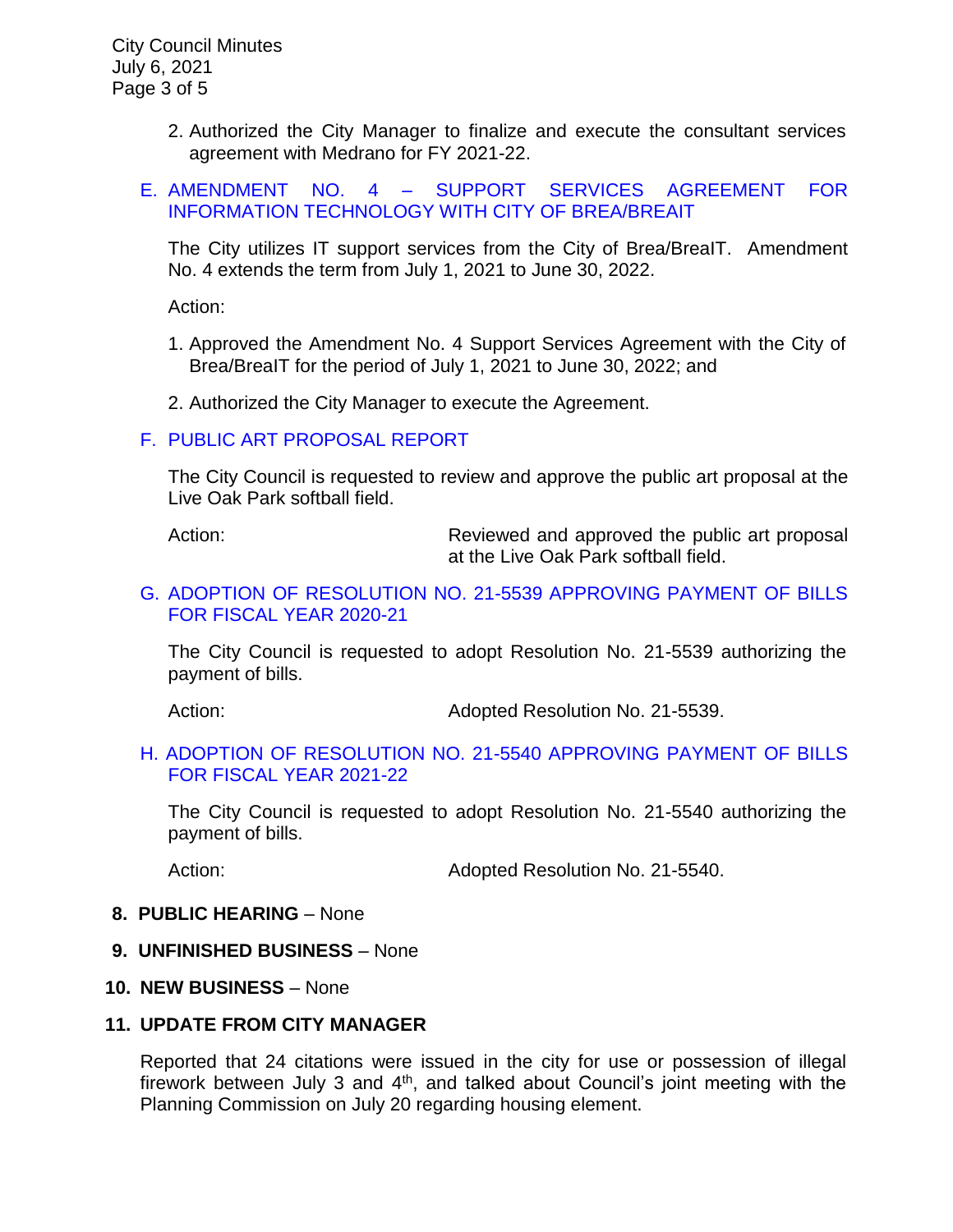2. Authorized the City Manager to finalize and execute the consultant services agreement with Medrano for FY 2021-22.

### E. AMENDMENT NO. 4 – SUPPORT SERVICES AGREEMENT FOR INFORMATION TECHNOLOGY WITH CITY OF BREA/BREAIT

The City utilizes IT support services from the City of Brea/BreaIT. Amendment No. 4 extends the term from July 1, 2021 to June 30, 2022.

Action:

1. Approved the Amendment No. 4 Support Services Agreement with the City of Brea/BreaIT for the period of July 1, 2021 to June 30, 2022; and
2. Authorized the City Manager to execute the Agreement.

### F. PUBLIC ART PROPOSAL REPORT

The City Council is requested to review and approve the public art proposal at the Live Oak Park softball field.

Action: Reviewed and approved the public art proposal at the Live Oak Park softball field.

### G. ADOPTION OF RESOLUTION NO. 21-5539 APPROVING PAYMENT OF BILLS FOR FISCAL YEAR 2020-21

The City Council is requested to adopt Resolution No. 21-5539 authorizing the payment of bills.

Action: Adopted Resolution No. 21-5539.

### H. ADOPTION OF RESOLUTION NO. 21-5540 APPROVING PAYMENT OF BILLS FOR FISCAL YEAR 2021-22

The City Council is requested to adopt Resolution No. 21-5540 authorizing the payment of bills.

Action: Adopted Resolution No. 21-5540.

## 8. PUBLIC HEARING – None

## 9. UNFINISHED BUSINESS – None

## 10. NEW BUSINESS – None

## 11. UPDATE FROM CITY MANAGER

Reported that 24 citations were issued in the city for use or possession of illegal firework between July 3 and 4th, and talked about Council's joint meeting with the Planning Commission on July 20 regarding housing element.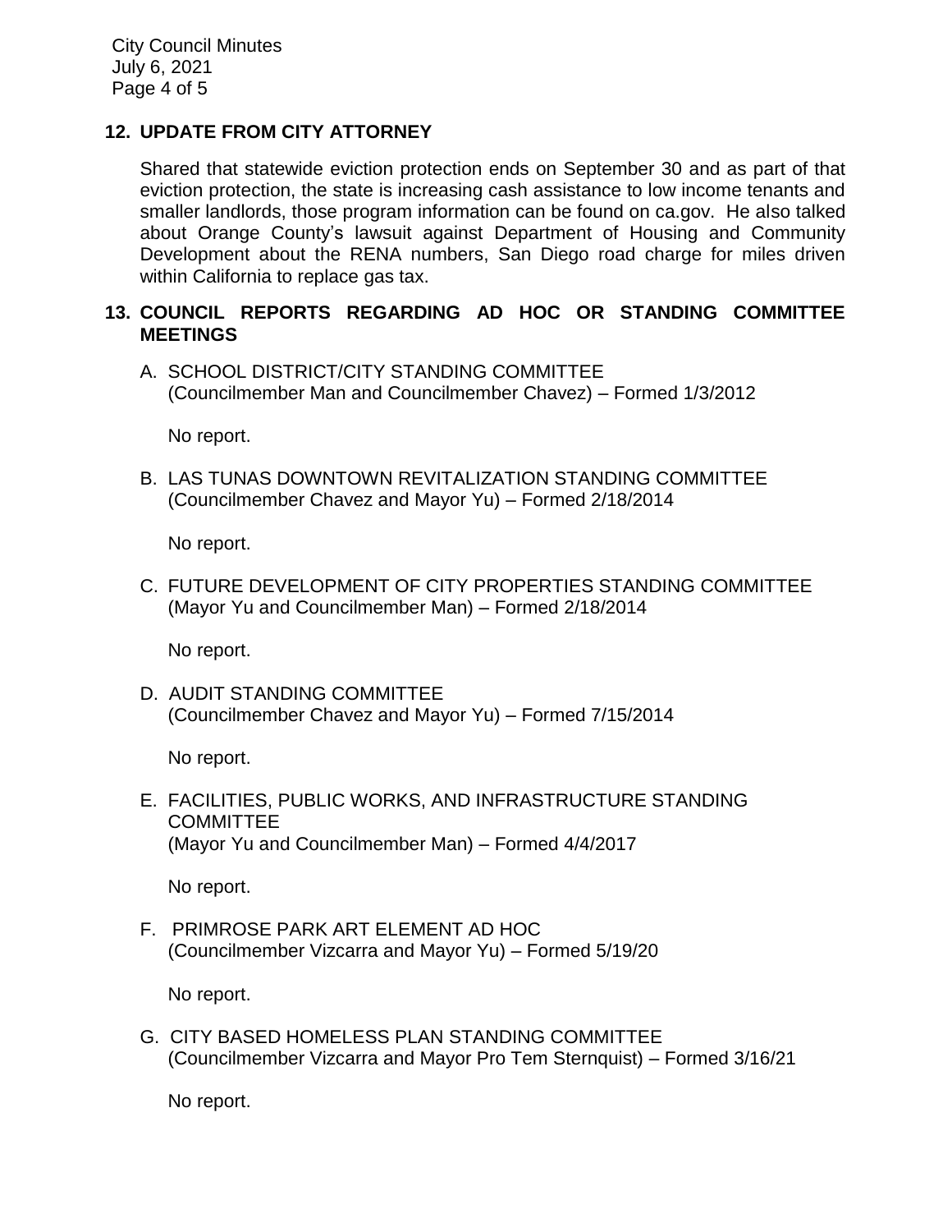## 12. UPDATE FROM CITY ATTORNEY

Shared that statewide eviction protection ends on September 30 and as part of that eviction protection, the state is increasing cash assistance to low income tenants and smaller landlords, those program information can be found on ca.gov. He also talked about Orange County's lawsuit against Department of Housing and Community Development about the RENA numbers, San Diego road charge for miles driven within California to replace gas tax.

## 13. COUNCIL REPORTS REGARDING AD HOC OR STANDING COMMITTEE MEETINGS

A. SCHOOL DISTRICT/CITY STANDING COMMITTEE
(Councilmember Man and Councilmember Chavez) – Formed 1/3/2012

No report.

B. LAS TUNAS DOWNTOWN REVITALIZATION STANDING COMMITTEE
(Councilmember Chavez and Mayor Yu) – Formed 2/18/2014

No report.

C. FUTURE DEVELOPMENT OF CITY PROPERTIES STANDING COMMITTEE
(Mayor Yu and Councilmember Man) – Formed 2/18/2014

No report.

D. AUDIT STANDING COMMITTEE
(Councilmember Chavez and Mayor Yu) – Formed 7/15/2014

No report.

E. FACILITIES, PUBLIC WORKS, AND INFRASTRUCTURE STANDING COMMITTEE
(Mayor Yu and Councilmember Man) – Formed 4/4/2017

No report.

F. PRIMROSE PARK ART ELEMENT AD HOC
(Councilmember Vizcarra and Mayor Yu) – Formed 5/19/20

No report.

G. CITY BASED HOMELESS PLAN STANDING COMMITTEE
(Councilmember Vizcarra and Mayor Pro Tem Sternquist) – Formed 3/16/21

No report.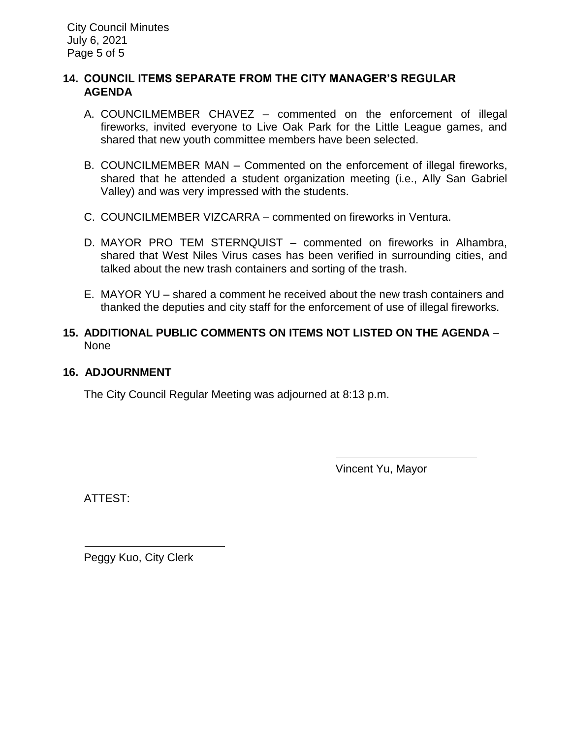## 14. COUNCIL ITEMS SEPARATE FROM THE CITY MANAGER'S REGULAR AGENDA

A. COUNCILMEMBER CHAVEZ – commented on the enforcement of illegal fireworks, invited everyone to Live Oak Park for the Little League games, and shared that new youth committee members have been selected.

B. COUNCILMEMBER MAN – Commented on the enforcement of illegal fireworks, shared that he attended a student organization meeting (i.e., Ally San Gabriel Valley) and was very impressed with the students.

C. COUNCILMEMBER VIZCARRA – commented on fireworks in Ventura.

D. MAYOR PRO TEM STERNQUIST – commented on fireworks in Alhambra, shared that West Niles Virus cases has been verified in surrounding cities, and talked about the new trash containers and sorting of the trash.

E. MAYOR YU – shared a comment he received about the new trash containers and thanked the deputies and city staff for the enforcement of use of illegal fireworks.

## 15. ADDITIONAL PUBLIC COMMENTS ON ITEMS NOT LISTED ON THE AGENDA – None

## 16. ADJOURNMENT

The City Council Regular Meeting was adjourned at 8:13 p.m.

\_\_\_\_\_\_\_\_\_\_\_\_\_\_\_\_\_\_\_\_\_\_\_\_

Vincent Yu, Mayor

ATTEST:

\_\_\_\_\_\_\_\_\_\_\_\_\_\_\_\_\_\_\_\_\_\_\_\_

Peggy Kuo, City Clerk